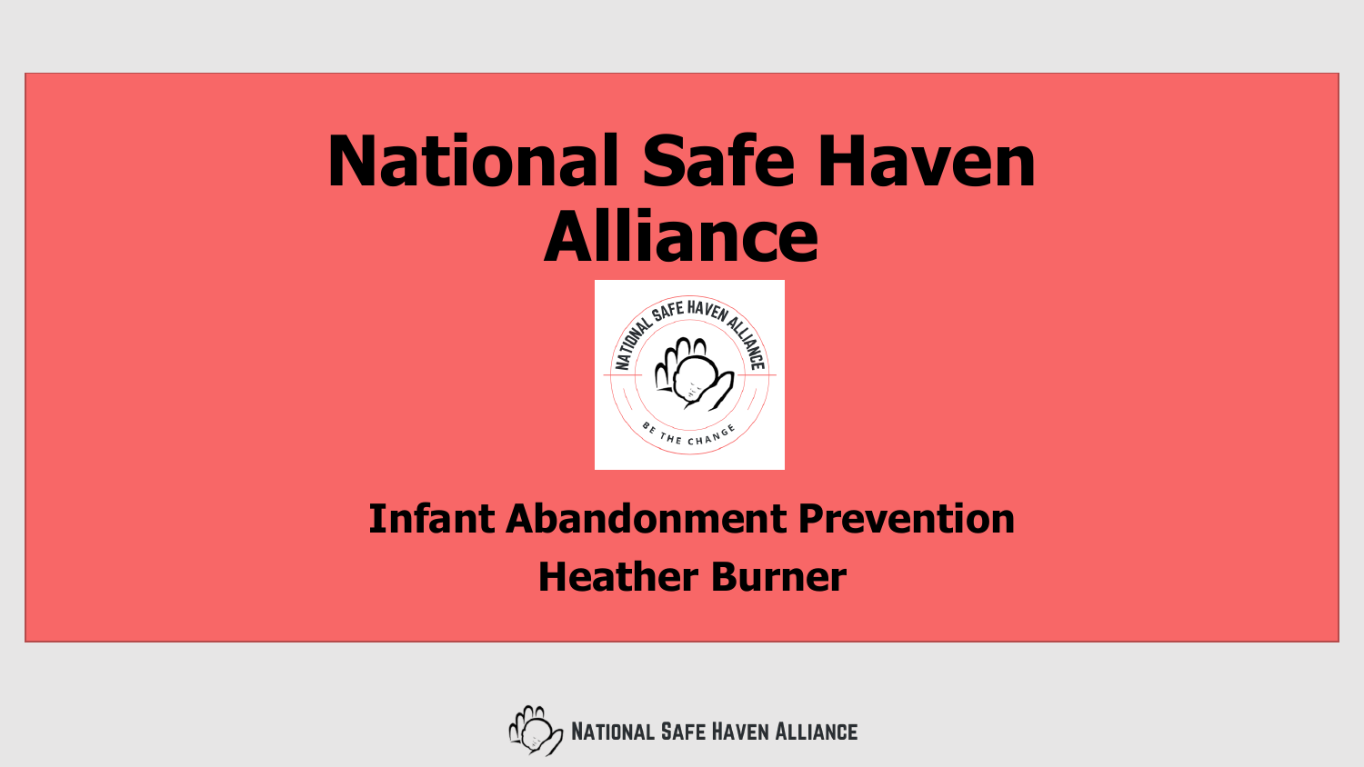# National Safe Haven Alliance

## Infant Abandonment Prevention

## Heather Burner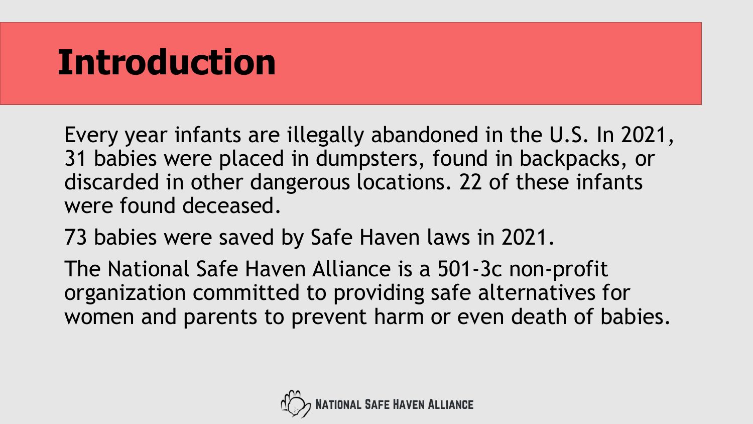# Introduction

Every year infants are illegally abandoned in the U.S. In 2021, 31 babies were placed in dumpsters, found in backpacks, or discarded in other dangerous locations. 22 of these infants were found deceased.

73 babies were saved by Safe Haven laws in 2021.

The National Safe Haven Alliance is a 501-3c non-profit organization committed to providing safe alternatives for women and parents to prevent harm or even death of babies.

NATIONAL SAFE HAVEN ALLIANCE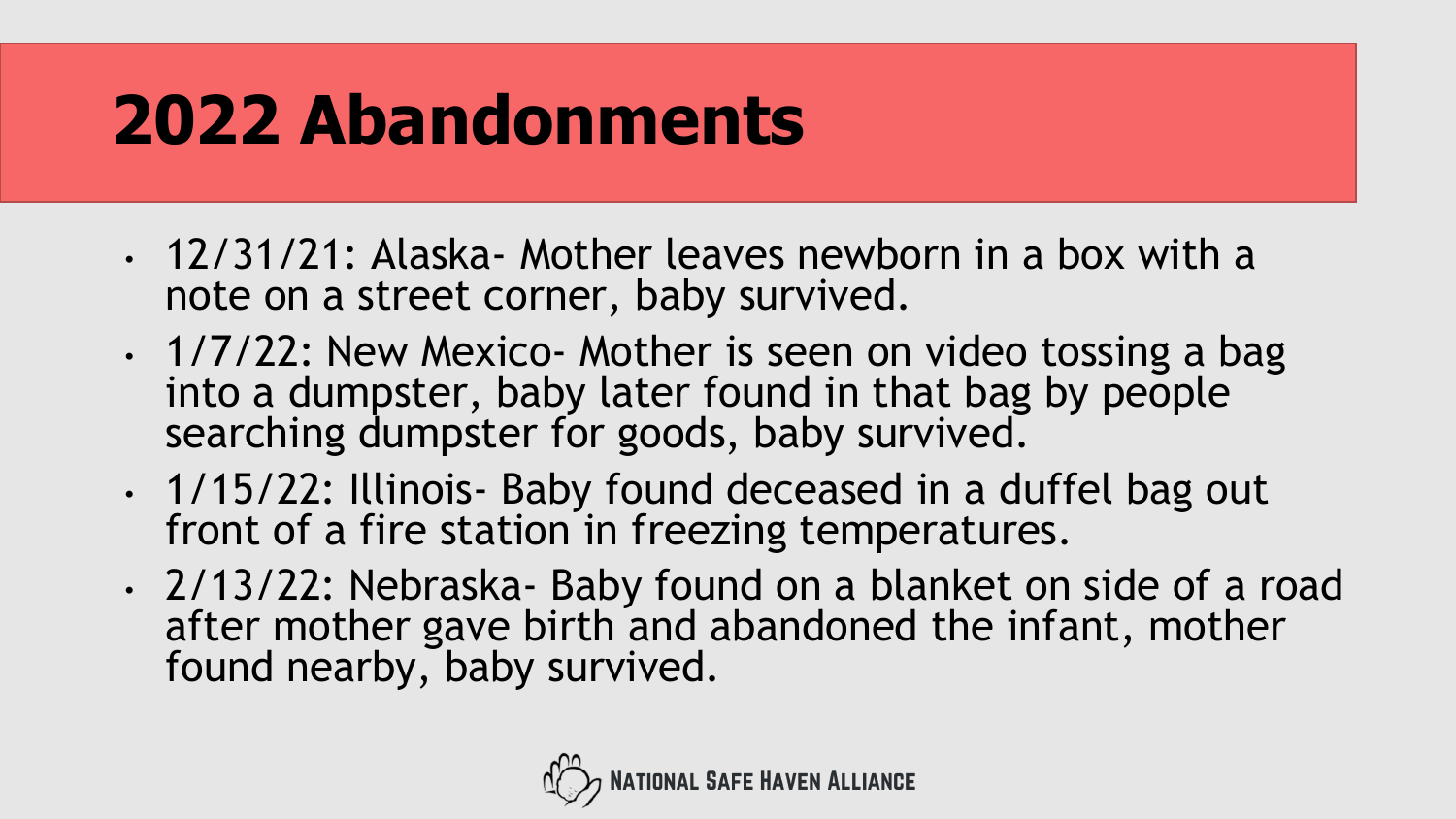# 2022 Abandonments

- 12/31/21: Alaska- Mother leaves newborn in a box with a note on a street corner, baby survived.
- 1/7/22: New Mexico- Mother is seen on video tossing a bag into a dumpster, baby later found in that bag by people searching dumpster for goods, baby survived.
- 1/15/22: Illinois- Baby found deceased in a duffel bag out front of a fire station in freezing temperatures.
- 2/13/22: Nebraska- Baby found on a blanket on side of a road after mother gave birth and abandoned the infant, mother found nearby, baby survived.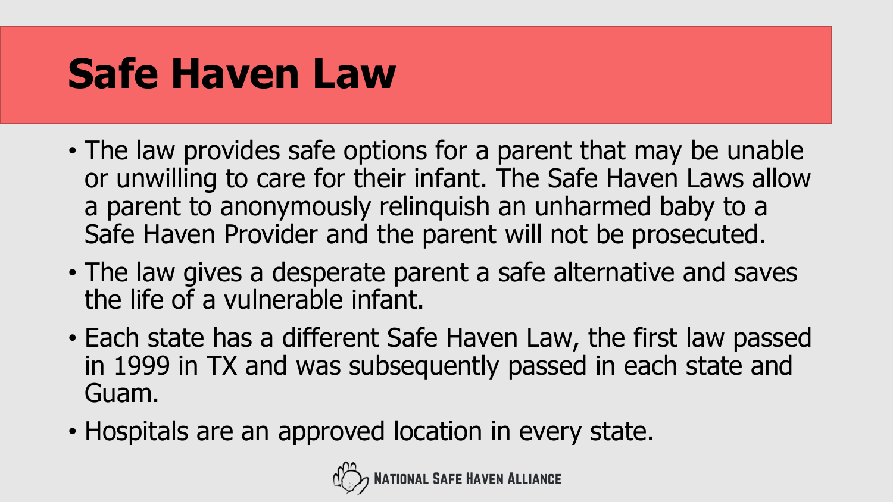# Safe Haven Law

- The law provides safe options for a parent that may be unable or unwilling to care for their infant. The Safe Haven Laws allow a parent to anonymously relinquish an unharmed baby to a Safe Haven Provider and the parent will not be prosecuted.
- The law gives a desperate parent a safe alternative and saves the life of a vulnerable infant.
- Each state has a different Safe Haven Law, the first law passed in 1999 in TX and was subsequently passed in each state and Guam.
- Hospitals are an approved location in every state.

National Safe Haven Alliance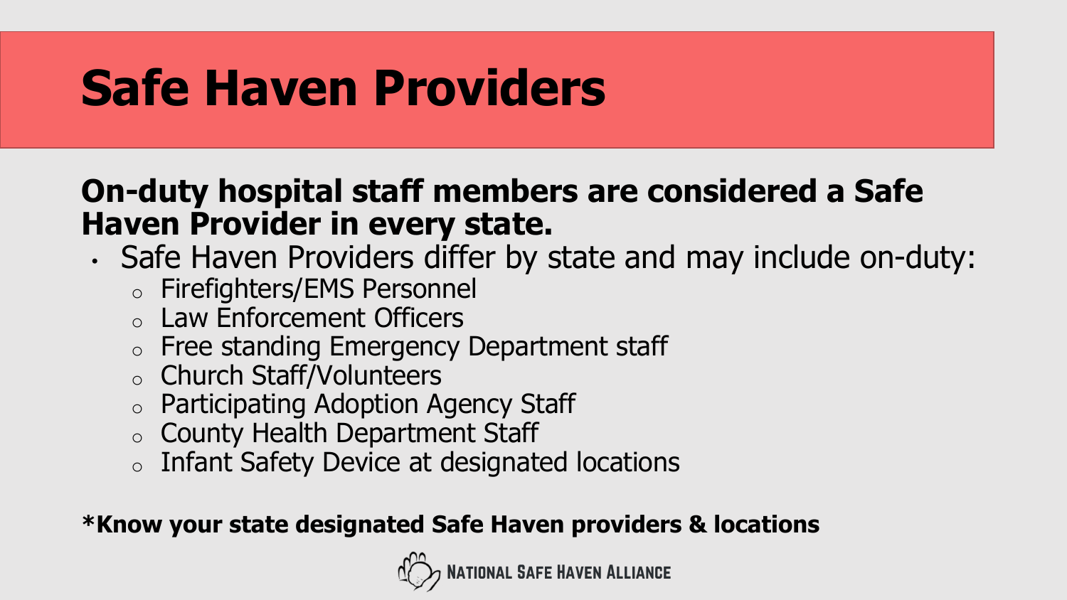# Safe Haven Providers

**On-duty hospital staff members are considered a Safe Haven Provider in every state.**

- Safe Haven Providers differ by state and may include on-duty:
  - Firefighters/EMS Personnel
  - Law Enforcement Officers
  - Free standing Emergency Department staff
  - Church Staff/Volunteers
  - Participating Adoption Agency Staff
  - County Health Department Staff
  - Infant Safety Device at designated locations

**\*Know your state designated Safe Haven providers & locations**

NATIONAL SAFE HAVEN ALLIANCE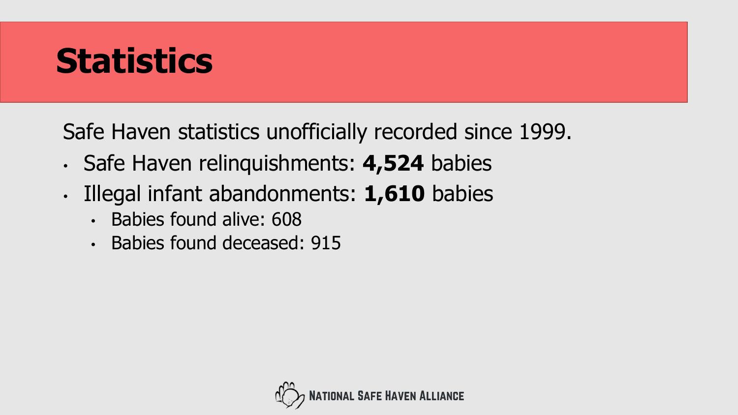# Statistics

Safe Haven statistics unofficially recorded since 1999.

- Safe Haven relinquishments: **4,524** babies
- Illegal infant abandonments: **1,610** babies
  - Babies found alive: 608
  - Babies found deceased: 915

National Safe Haven Alliance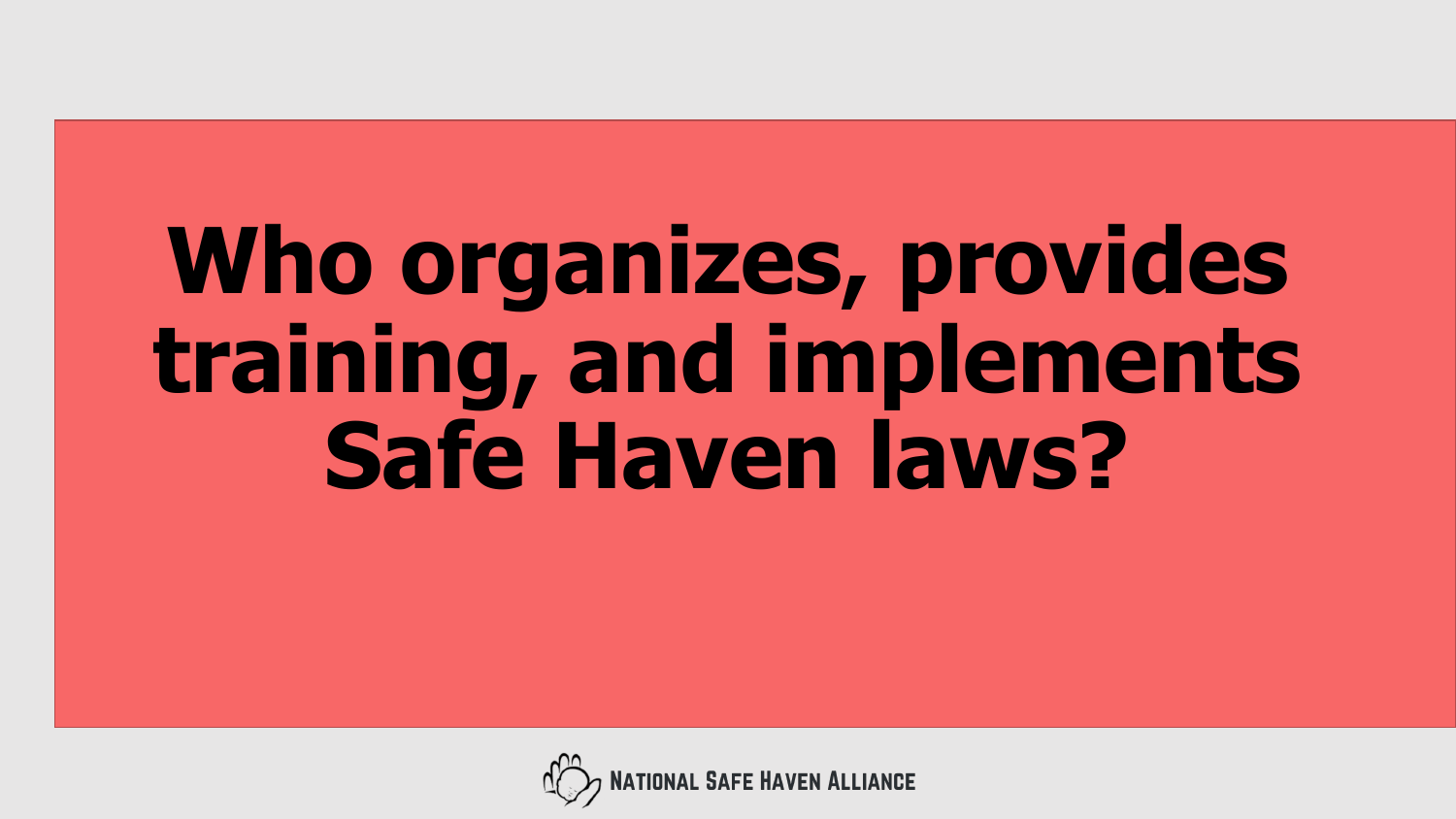# Who organizes, provides training, and implements Safe Haven laws?

National Safe Haven Alliance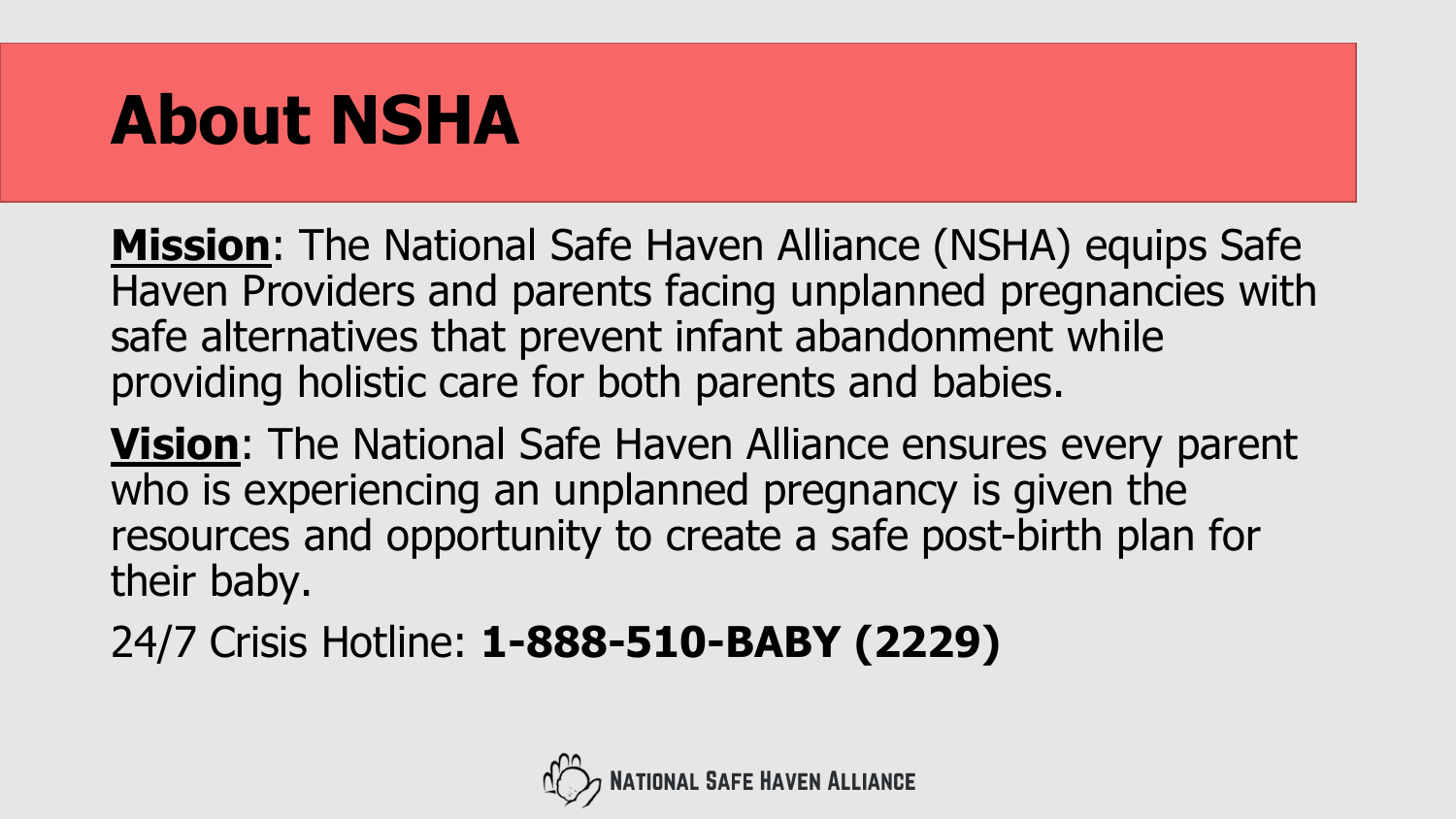# About NSHA

**Mission**: The National Safe Haven Alliance (NSHA) equips Safe Haven Providers and parents facing unplanned pregnancies with safe alternatives that prevent infant abandonment while providing holistic care for both parents and babies.

**Vision**: The National Safe Haven Alliance ensures every parent who is experiencing an unplanned pregnancy is given the resources and opportunity to create a safe post-birth plan for their baby.

24/7 Crisis Hotline: **1-888-510-BABY (2229)**

NATIONAL SAFE HAVEN ALLIANCE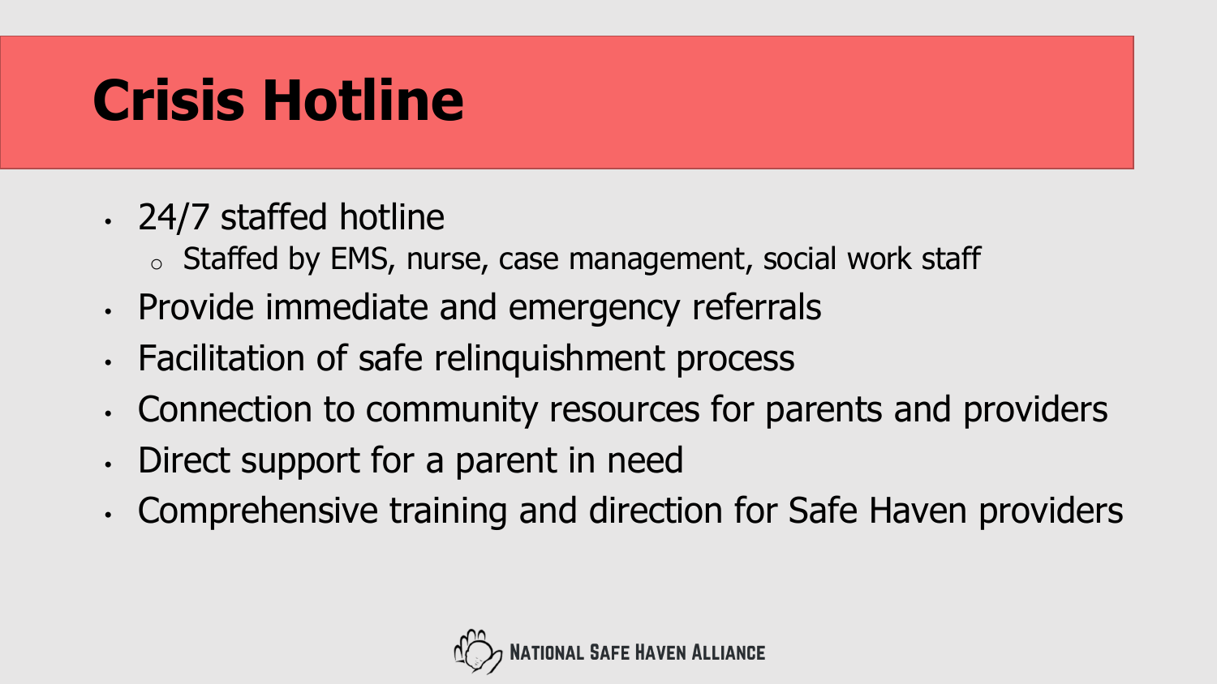# Crisis Hotline

- 24/7 staffed hotline
  - Staffed by EMS, nurse, case management, social work staff
- Provide immediate and emergency referrals
- Facilitation of safe relinquishment process
- Connection to community resources for parents and providers
- Direct support for a parent in need
- Comprehensive training and direction for Safe Haven providers

National Safe Haven Alliance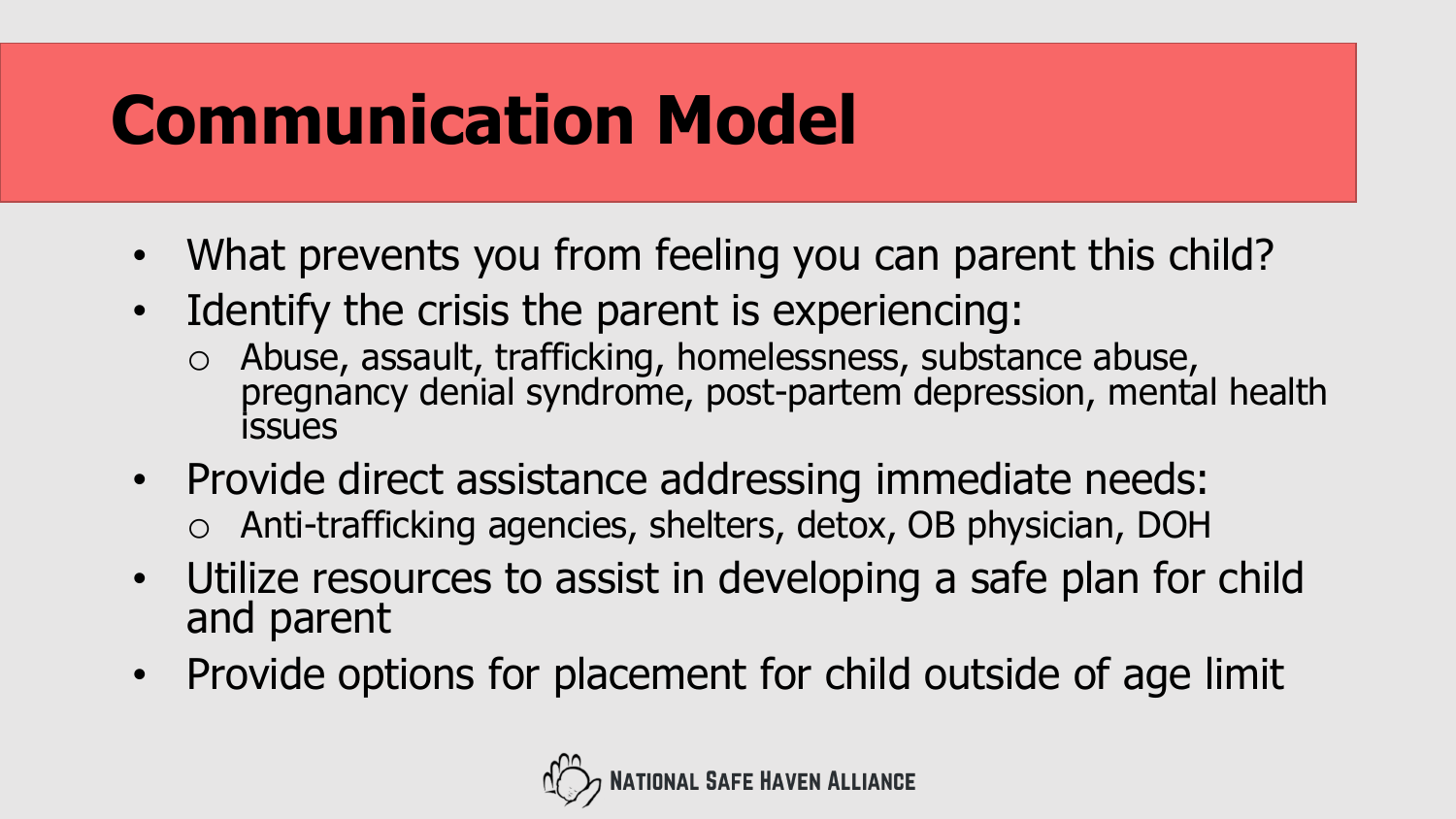# Communication Model

- What prevents you from feeling you can parent this child?
- Identify the crisis the parent is experiencing:
  - Abuse, assault, trafficking, homelessness, substance abuse, pregnancy denial syndrome, post-partem depression, mental health issues
- Provide direct assistance addressing immediate needs:
  - Anti-trafficking agencies, shelters, detox, OB physician, DOH
- Utilize resources to assist in developing a safe plan for child and parent
- Provide options for placement for child outside of age limit

NATIONAL SAFE HAVEN ALLIANCE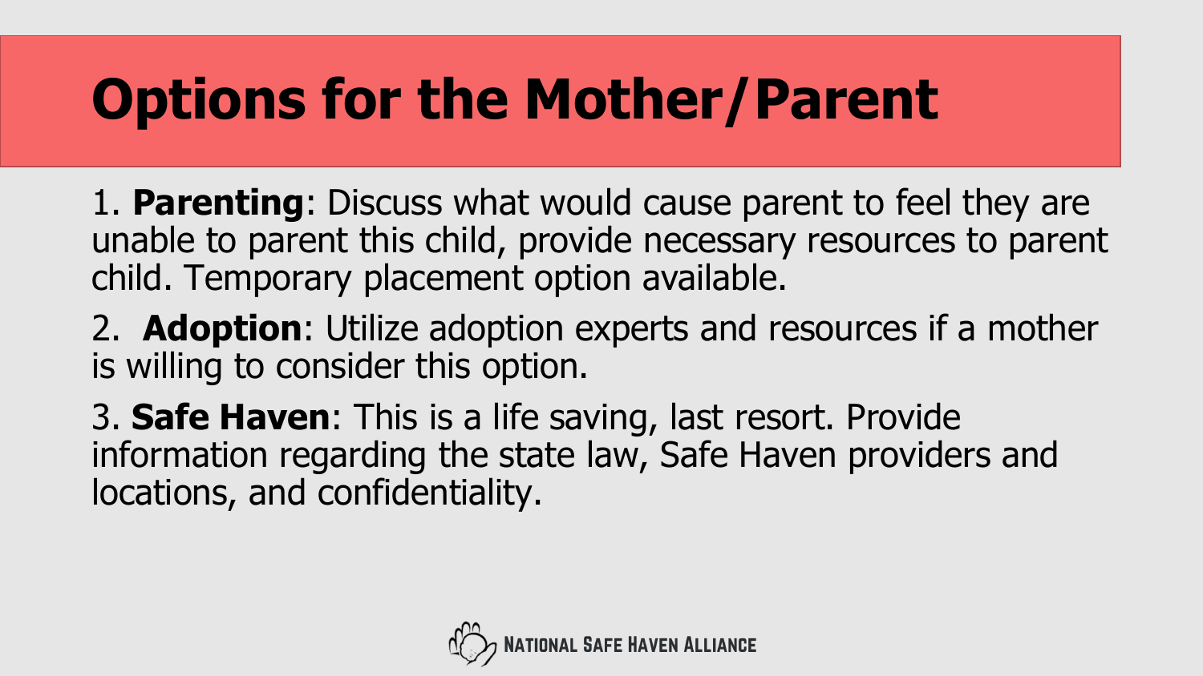# Options for the Mother/Parent

1. **Parenting**: Discuss what would cause parent to feel they are unable to parent this child, provide necessary resources to parent child. Temporary placement option available.

2. **Adoption**: Utilize adoption experts and resources if a mother is willing to consider this option.

3. **Safe Haven**: This is a life saving, last resort. Provide information regarding the state law, Safe Haven providers and locations, and confidentiality.

National Safe Haven Alliance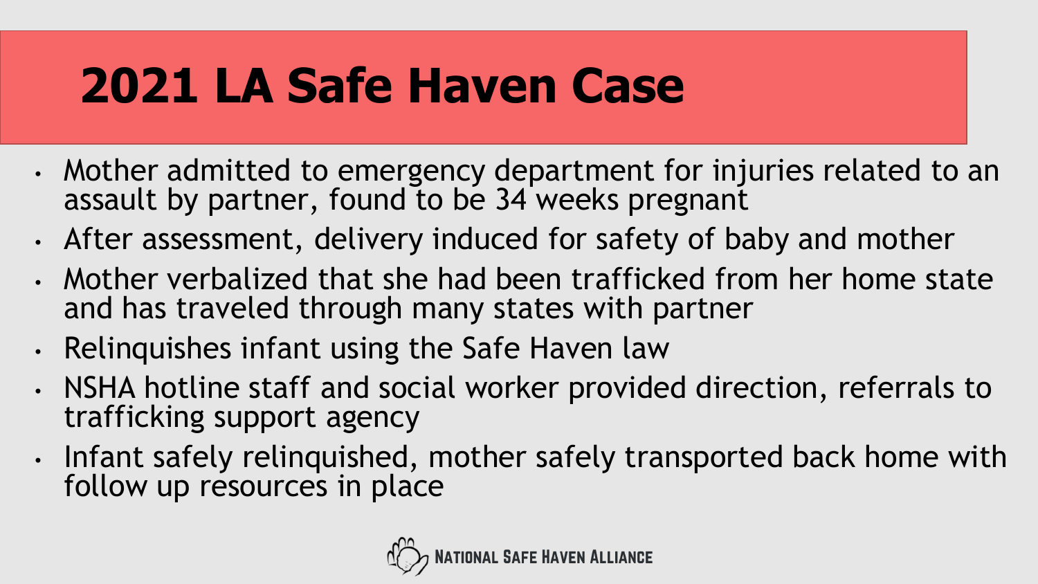# 2021 LA Safe Haven Case

- Mother admitted to emergency department for injuries related to an assault by partner, found to be 34 weeks pregnant
- After assessment, delivery induced for safety of baby and mother
- Mother verbalized that she had been trafficked from her home state and has traveled through many states with partner
- Relinquishes infant using the Safe Haven law
- NSHA hotline staff and social worker provided direction, referrals to trafficking support agency
- Infant safely relinquished, mother safely transported back home with follow up resources in place

National Safe Haven Alliance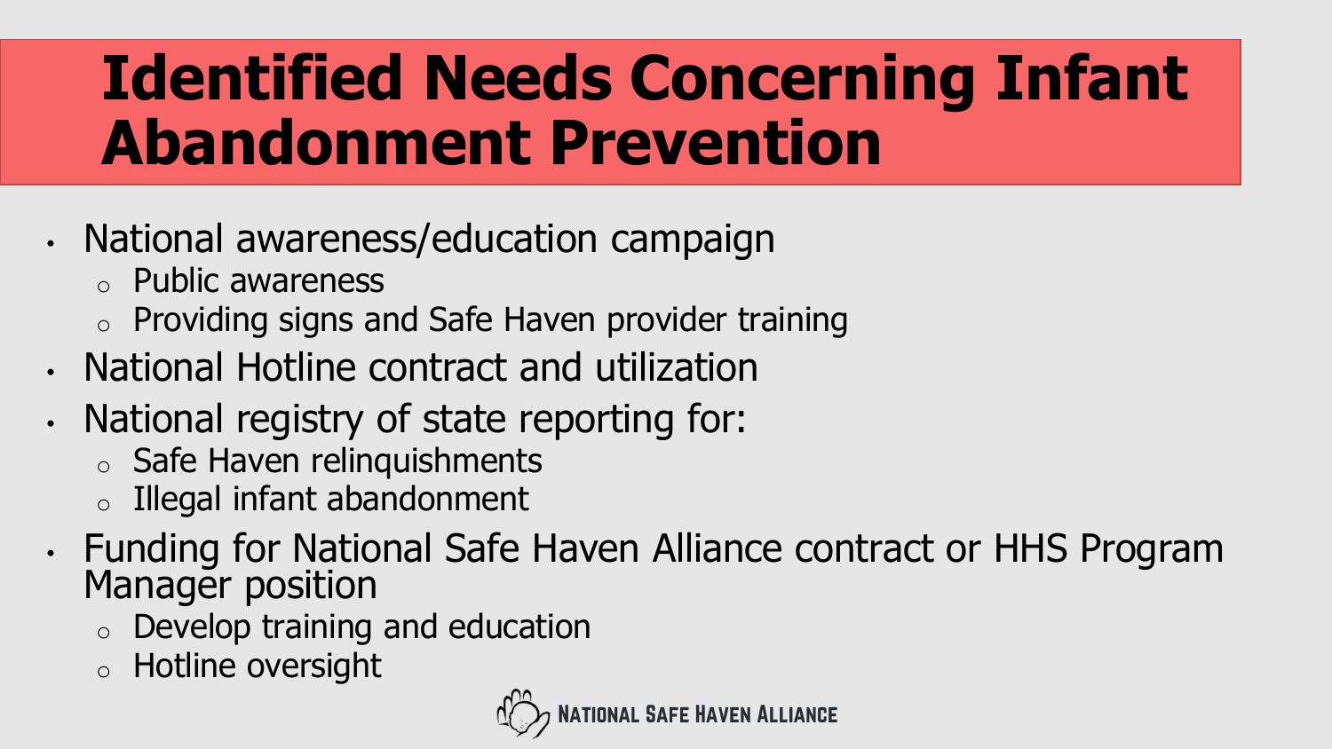# Identified Needs Concerning Infant Abandonment Prevention

- National awareness/education campaign
  - Public awareness
  - Providing signs and Safe Haven provider training
- National Hotline contract and utilization
- National registry of state reporting for:
  - Safe Haven relinquishments
  - Illegal infant abandonment
- Funding for National Safe Haven Alliance contract or HHS Program Manager position
  - Develop training and education
  - Hotline oversight

NATIONAL SAFE HAVEN ALLIANCE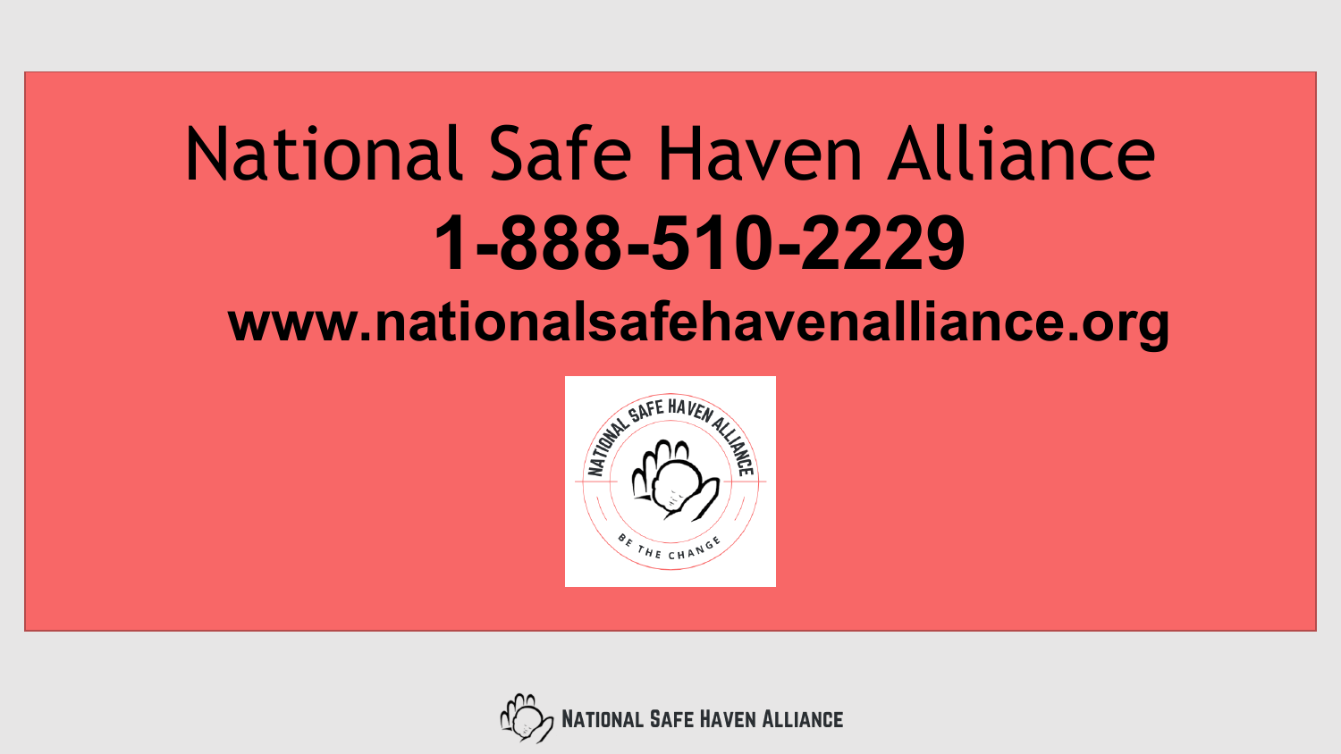# National Safe Haven Alliance

**1-888-510-2229**

**www.nationalsafehavenalliance.org**